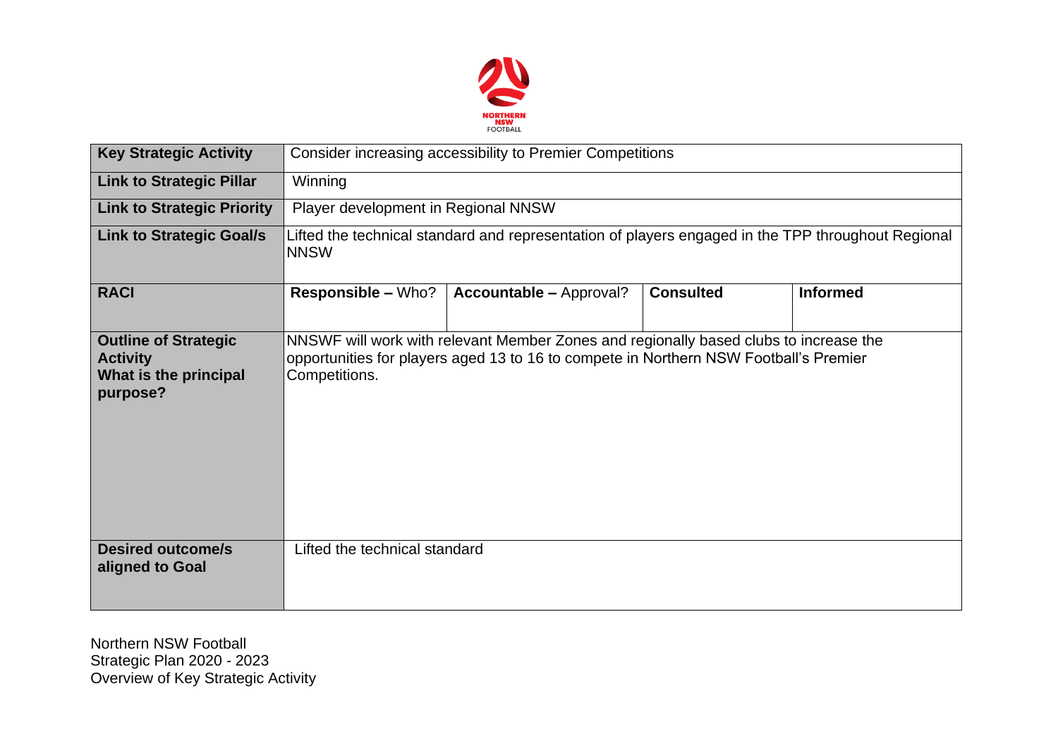| Key Strategic Activity | Consider increasing accessibility to Premier Competitions | | |
|---|---|---|---|
| **Link to Strategic Pillar** | Winning | | |
| **Link to Strategic Priority** | Player development in Regional NNSW | | |
| **Link to Strategic Goal/s** | Lifted the technical standard and representation of players engaged in the TPP throughout Regional NNSW | | |
| **RACI** | **Responsible –** Who? | **Accountable –** Approval? | **Consulted** | **Informed** |
| **Outline of Strategic Activity What is the principal purpose?** | NNSWF will work with relevant Member Zones and regionally based clubs to increase the opportunities for players aged 13 to 16 to compete in Northern NSW Football's Premier Competitions. | | |
| **Desired outcome/s aligned to Goal** | Lifted the technical standard | | |

Northern NSW Football
Strategic Plan 2020 - 2023
Overview of Key Strategic Activity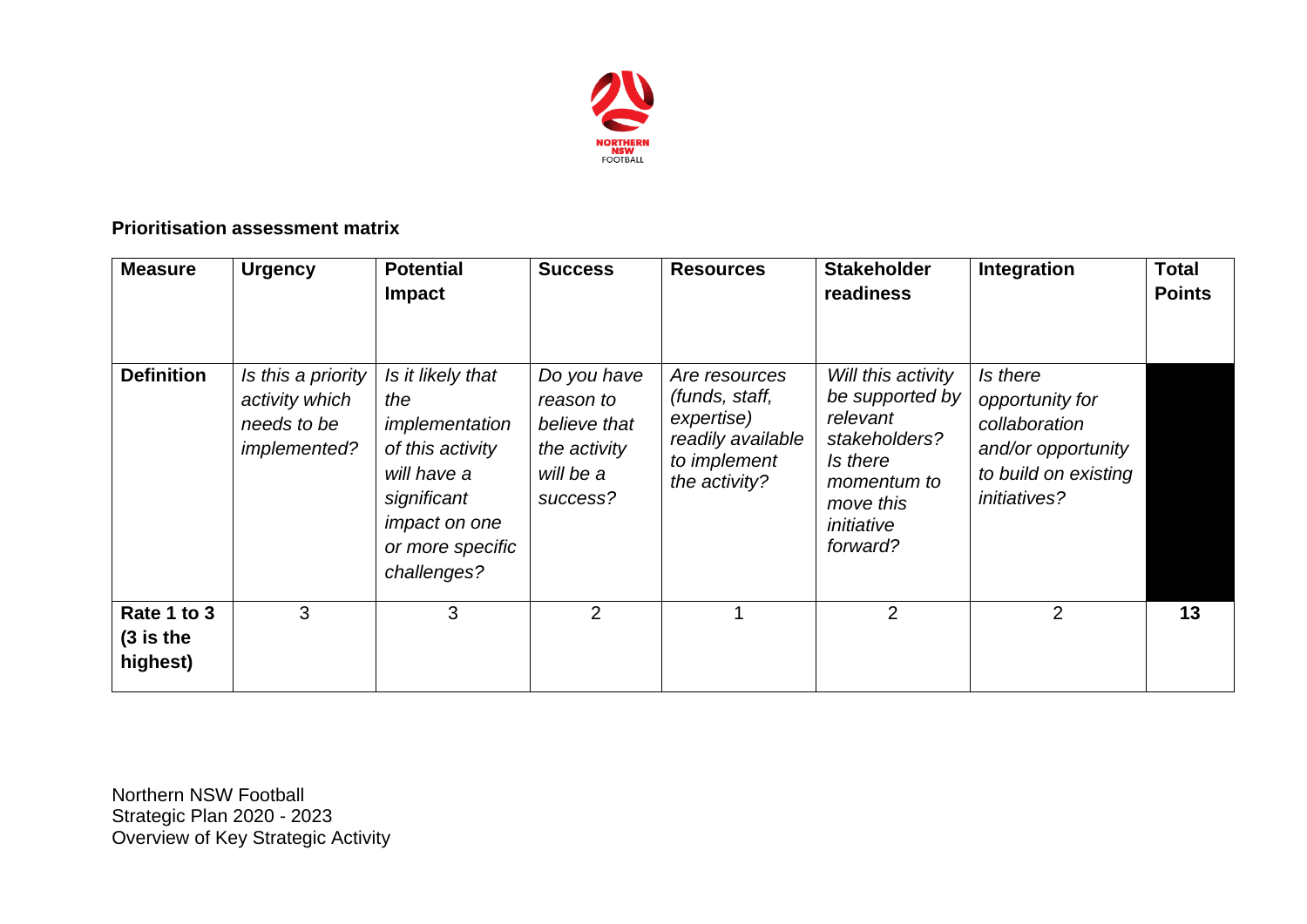NORTHERN NSW FOOTBALL

**Prioritisation assessment matrix**

| Measure | Urgency | Potential Impact | Success | Resources | Stakeholder readiness | Integration | Total Points |
|---|---|---|---|---|---|---|---|
| **Definition** | *Is this a priority activity which needs to be implemented?* | *Is it likely that the implementation of this activity will have a significant impact on one or more specific challenges?* | *Do you have reason to believe that the activity will be a success?* | *Are resources (funds, staff, expertise) readily available to implement the activity?* | *Will this activity be supported by relevant stakeholders? Is there momentum to move this initiative forward?* | *Is there opportunity for collaboration and/or opportunity to build on existing initiatives?* | |
| **Rate 1 to 3 (3 is the highest)** | 3 | 3 | 2 | 1 | 2 | 2 | **13** |

Northern NSW Football
Strategic Plan 2020 - 2023
Overview of Key Strategic Activity